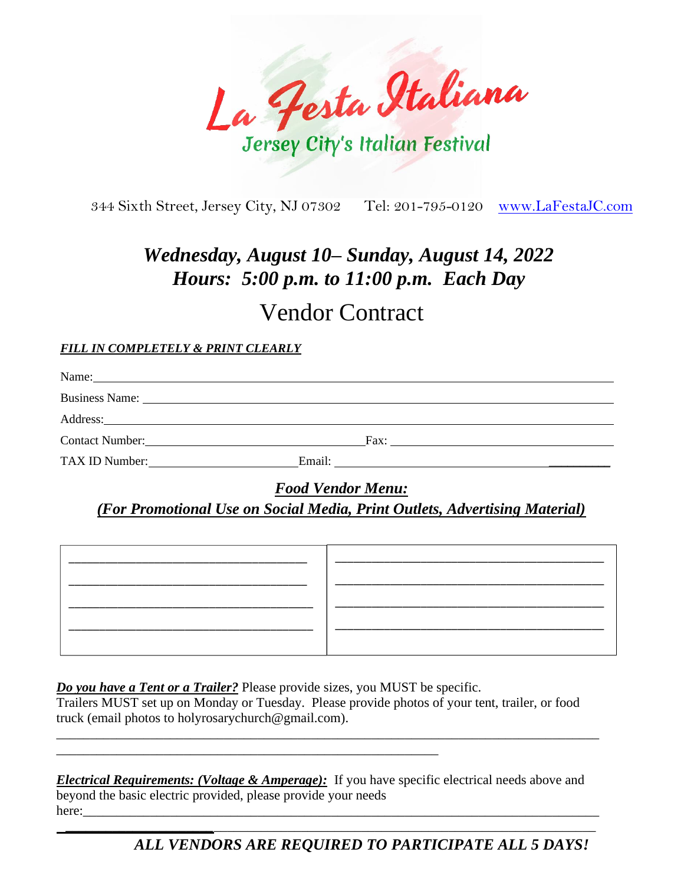# La Festa Italiana

## Jersey City's Italian Festival

344 Sixth Street, Jersey City, NJ 07302 Tel: 201-795-0120 www.LaFestaJC.com

## *Wednesday, August 10– Sunday, August 14, 2022*
## *Hours: 5:00 p.m. to 11:00 p.m. Each Day*

# Vendor Contract

***FILL IN COMPLETELY & PRINT CLEARLY***

Name:\_\_\_\_\_\_\_\_\_\_\_\_\_\_\_\_\_\_\_\_\_\_\_\_\_\_\_\_\_\_\_\_\_\_\_\_\_\_\_\_\_\_\_\_\_\_\_\_\_\_\_\_\_\_\_\_\_\_\_\_

Business Name: \_\_\_\_\_\_\_\_\_\_\_\_\_\_\_\_\_\_\_\_\_\_\_\_\_\_\_\_\_\_\_\_\_\_\_\_\_\_\_\_\_\_\_\_\_\_\_\_\_\_\_\_

Address:\_\_\_\_\_\_\_\_\_\_\_\_\_\_\_\_\_\_\_\_\_\_\_\_\_\_\_\_\_\_\_\_\_\_\_\_\_\_\_\_\_\_\_\_\_\_\_\_\_\_\_\_\_\_\_\_\_\_

Contact Number:\_\_\_\_\_\_\_\_\_\_\_\_\_\_\_\_\_\_\_\_\_\_\_\_\_\_\_\_Fax: \_\_\_\_\_\_\_\_\_\_\_\_\_\_\_\_\_\_\_\_\_\_\_\_\_\_\_\_

TAX ID Number:\_\_\_\_\_\_\_\_\_\_\_\_\_\_\_\_\_\_\_\_Email: \_\_\_\_\_\_\_\_\_\_\_\_\_\_\_\_\_\_\_\_\_\_\_\_\_\_\_\_\_\_\_\_\_\_

***Food Vendor Menu:***

***(For Promotional Use on Social Media, Print Outlets, Advertising Material)***

| | |
|---|---|
| \_\_\_\_\_\_\_\_\_\_\_\_\_\_\_\_\_\_\_\_\_\_\_\_\_\_\_\_\_\_\_\_ | \_\_\_\_\_\_\_\_\_\_\_\_\_\_\_\_\_\_\_\_\_\_\_\_\_\_\_\_\_\_\_\_ |
| \_\_\_\_\_\_\_\_\_\_\_\_\_\_\_\_\_\_\_\_\_\_\_\_\_\_\_\_\_\_\_\_ | \_\_\_\_\_\_\_\_\_\_\_\_\_\_\_\_\_\_\_\_\_\_\_\_\_\_\_\_\_\_\_\_ |
| \_\_\_\_\_\_\_\_\_\_\_\_\_\_\_\_\_\_\_\_\_\_\_\_\_\_\_\_\_\_\_\_ | \_\_\_\_\_\_\_\_\_\_\_\_\_\_\_\_\_\_\_\_\_\_\_\_\_\_\_\_\_\_\_\_ |
| \_\_\_\_\_\_\_\_\_\_\_\_\_\_\_\_\_\_\_\_\_\_\_\_\_\_\_\_\_\_\_\_ | \_\_\_\_\_\_\_\_\_\_\_\_\_\_\_\_\_\_\_\_\_\_\_\_\_\_\_\_\_\_\_\_ |

***Do you have a Tent or a Trailer?*** Please provide sizes, you MUST be specific. Trailers MUST set up on Monday or Tuesday. Please provide photos of your tent, trailer, or food truck (email photos to holyrosarychurch@gmail.com).

\_\_\_\_\_\_\_\_\_\_\_\_\_\_\_\_\_\_\_\_\_\_\_\_\_\_\_\_\_\_\_\_\_\_\_\_\_\_\_\_\_\_\_\_\_\_\_\_\_\_\_\_\_\_\_\_\_\_\_\_\_\_\_\_\_\_\_\_\_\_

\_\_\_\_\_\_\_\_\_\_\_\_\_\_\_\_\_\_\_\_\_\_\_\_\_\_\_\_\_\_\_\_\_\_\_\_\_\_\_\_\_\_\_\_\_\_\_\_\_\_

***Electrical Requirements: (Voltage & Amperage):*** If you have specific electrical needs above and beyond the basic electric provided, please provide your needs here:\_\_\_\_\_\_\_\_\_\_\_\_\_\_\_\_\_\_\_\_\_\_\_\_\_\_\_\_\_\_\_\_\_\_\_\_\_\_\_\_\_\_\_\_\_\_\_\_\_\_\_\_\_\_\_\_\_\_\_\_\_\_

\_\_\_\_\_\_\_\_\_\_\_\_\_\_\_\_\_\_\_\_\_\_\_\_\_\_\_\_\_\_\_\_\_\_\_\_\_\_\_\_\_\_\_\_\_\_\_\_\_\_\_\_\_\_\_\_\_\_\_\_\_\_\_\_\_\_\_\_\_\_

***ALL VENDORS ARE REQUIRED TO PARTICIPATE ALL 5 DAYS!***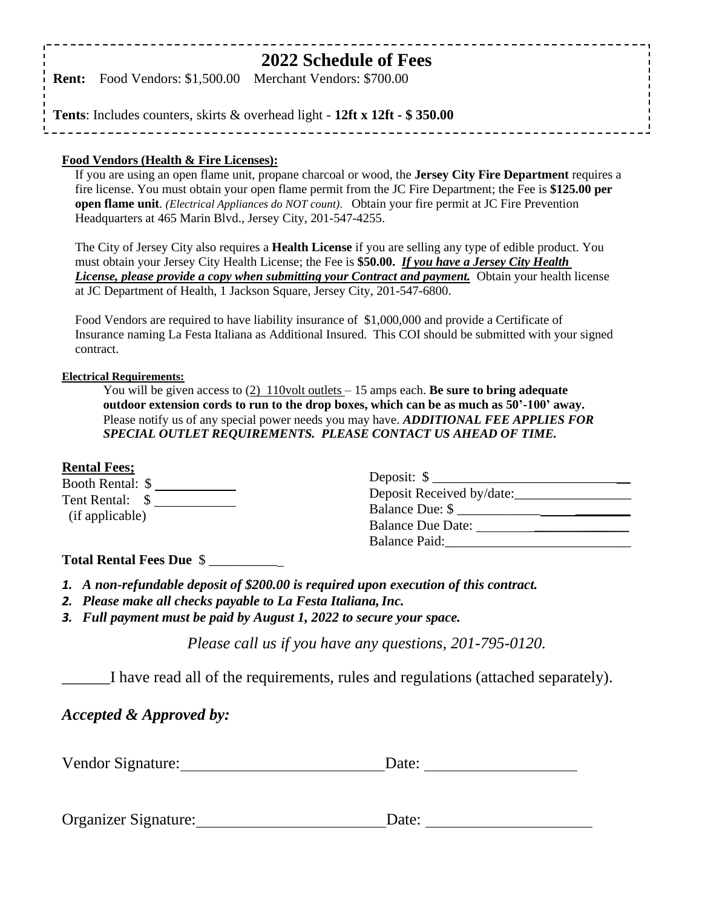## 2022 Schedule of Fees

**Rent:** Food Vendors: $1,500.00 Merchant Vendors: $700.00

**Tents**: Includes counters, skirts & overhead light - **12ft x 12ft - $ 350.00**

**Food Vendors (Health & Fire Licenses):**

If you are using an open flame unit, propane charcoal or wood, the **Jersey City Fire Department** requires a fire license. You must obtain your open flame permit from the JC Fire Department; the Fee is **$125.00 per open flame unit**. *(Electrical Appliances do NOT count).* Obtain your fire permit at JC Fire Prevention Headquarters at 465 Marin Blvd., Jersey City, 201-547-4255.

The City of Jersey City also requires a **Health License** if you are selling any type of edible product. You must obtain your Jersey City Health License; the Fee is **$50.00.** ***If you have a Jersey City Health License, please provide a copy when submitting your Contract and payment.*** Obtain your health license at JC Department of Health, 1 Jackson Square, Jersey City, 201-547-6800.

Food Vendors are required to have liability insurance of $1,000,000 and provide a Certificate of Insurance naming La Festa Italiana as Additional Insured. This COI should be submitted with your signed contract.

**Electrical Requirements:**

You will be given access to (2) 110volt outlets – 15 amps each. **Be sure to bring adequate outdoor extension cords to run to the drop boxes, which can be as much as 50'-100' away.** Please notify us of any special power needs you may have. ***ADDITIONAL FEE APPLIES FOR SPECIAL OUTLET REQUIREMENTS. PLEASE CONTACT US AHEAD OF TIME.***

**Rental Fees;**

Booth Rental: $ ____________

Tent Rental: $ ____________
(if applicable)

Deposit: $ ____________________________

Deposit Received by/date: _________________

Balance Due: $ ____________________

Balance Due Date: ____________________

Balance Paid: ___________________________

**Total Rental Fees Due** $ __________

1. ***A non-refundable deposit of $200.00 is required upon execution of this contract.***
2. ***Please make all checks payable to La Festa Italiana, Inc.***
3. ***Full payment must be paid by August 1, 2022 to secure your space.***

*Please call us if you have any questions, 201-795-0120.*

______I have read all of the requirements, rules and regulations (attached separately).

***Accepted & Approved by:***

Vendor Signature: __________________________ Date: ____________________

Organizer Signature: _________________________ Date: ______________________